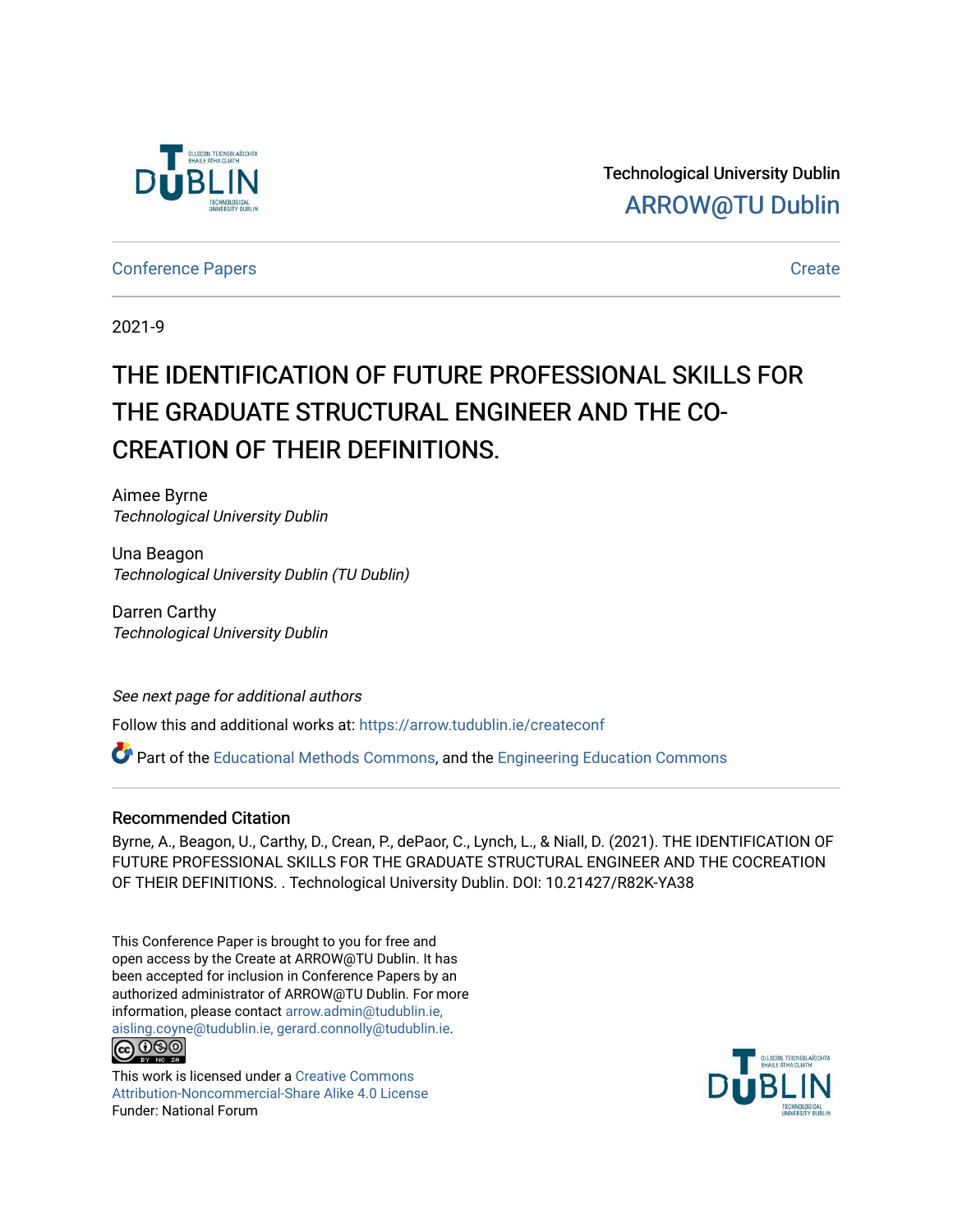Technological University Dublin

ARROW@TU Dublin

Conference Papers

Create

2021-9

# THE IDENTIFICATION OF FUTURE PROFESSIONAL SKILLS FOR THE GRADUATE STRUCTURAL ENGINEER AND THE CO-CREATION OF THEIR DEFINITIONS.

Aimee Byrne
*Technological University Dublin*

Una Beagon
*Technological University Dublin (TU Dublin)*

Darren Carthy
*Technological University Dublin*

*See next page for additional authors*

Follow this and additional works at: https://arrow.tudublin.ie/createconf

Part of the Educational Methods Commons, and the Engineering Education Commons

## Recommended Citation

Byrne, A., Beagon, U., Carthy, D., Crean, P., dePaor, C., Lynch, L., & Niall, D. (2021). THE IDENTIFICATION OF FUTURE PROFESSIONAL SKILLS FOR THE GRADUATE STRUCTURAL ENGINEER AND THE COCREATION OF THEIR DEFINITIONS. . Technological University Dublin. DOI: 10.21427/R82K-YA38

This Conference Paper is brought to you for free and open access by the Create at ARROW@TU Dublin. It has been accepted for inclusion in Conference Papers by an authorized administrator of ARROW@TU Dublin. For more information, please contact arrow.admin@tudublin.ie, aisling.coyne@tudublin.ie, gerard.connolly@tudublin.ie.

This work is licensed under a Creative Commons Attribution-Noncommercial-Share Alike 4.0 License

Funder: National Forum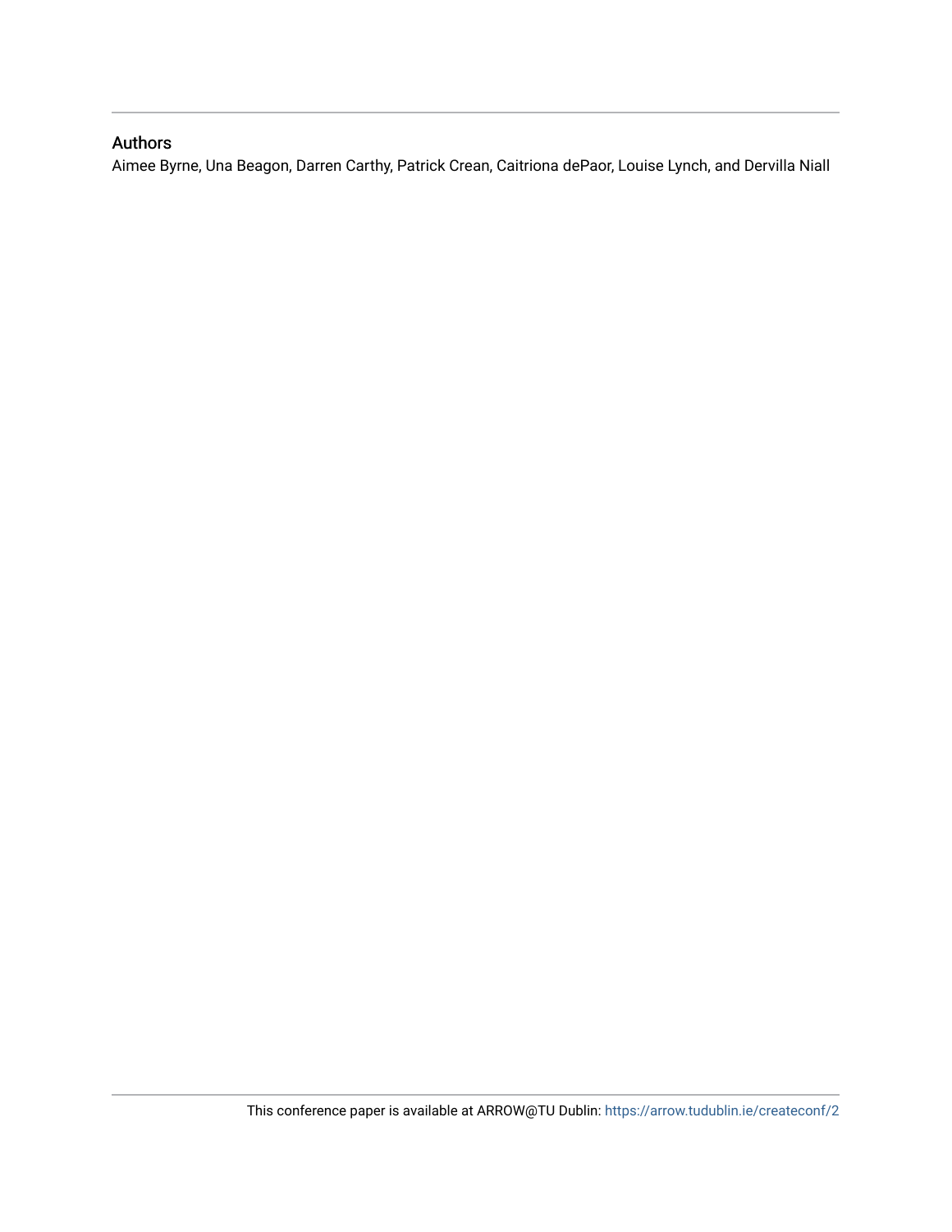## Authors

Aimee Byrne, Una Beagon, Darren Carthy, Patrick Crean, Caitriona dePaor, Louise Lynch, and Dervilla Niall

This conference paper is available at ARROW@TU Dublin: https://arrow.tudublin.ie/createconf/2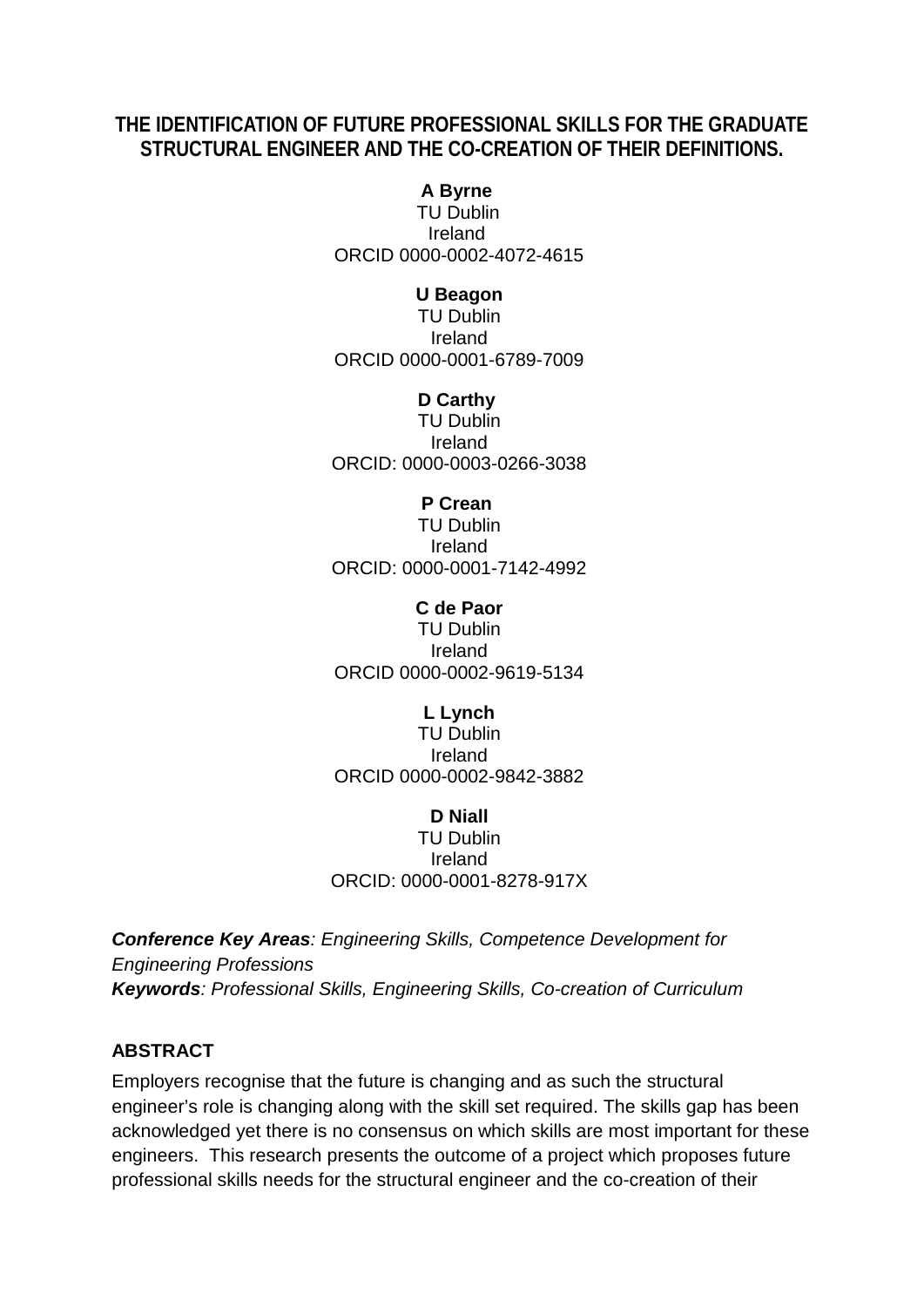# THE IDENTIFICATION OF FUTURE PROFESSIONAL SKILLS FOR THE GRADUATE STRUCTURAL ENGINEER AND THE CO-CREATION OF THEIR DEFINITIONS.

**A Byrne**
TU Dublin
Ireland
ORCID 0000-0002-4072-4615

**U Beagon**
TU Dublin
Ireland
ORCID 0000-0001-6789-7009

**D Carthy**
TU Dublin
Ireland
ORCID: 0000-0003-0266-3038

**P Crean**
TU Dublin
Ireland
ORCID: 0000-0001-7142-4992

**C de Paor**
TU Dublin
Ireland
ORCID 0000-0002-9619-5134

**L Lynch**
TU Dublin
Ireland
ORCID 0000-0002-9842-3882

**D Niall**
TU Dublin
Ireland
ORCID: 0000-0001-8278-917X

***Conference Key Areas**: Engineering Skills, Competence Development for Engineering Professions*
***Keywords**: Professional Skills, Engineering Skills, Co-creation of Curriculum*

## ABSTRACT

Employers recognise that the future is changing and as such the structural engineer's role is changing along with the skill set required. The skills gap has been acknowledged yet there is no consensus on which skills are most important for these engineers. This research presents the outcome of a project which proposes future professional skills needs for the structural engineer and the co-creation of their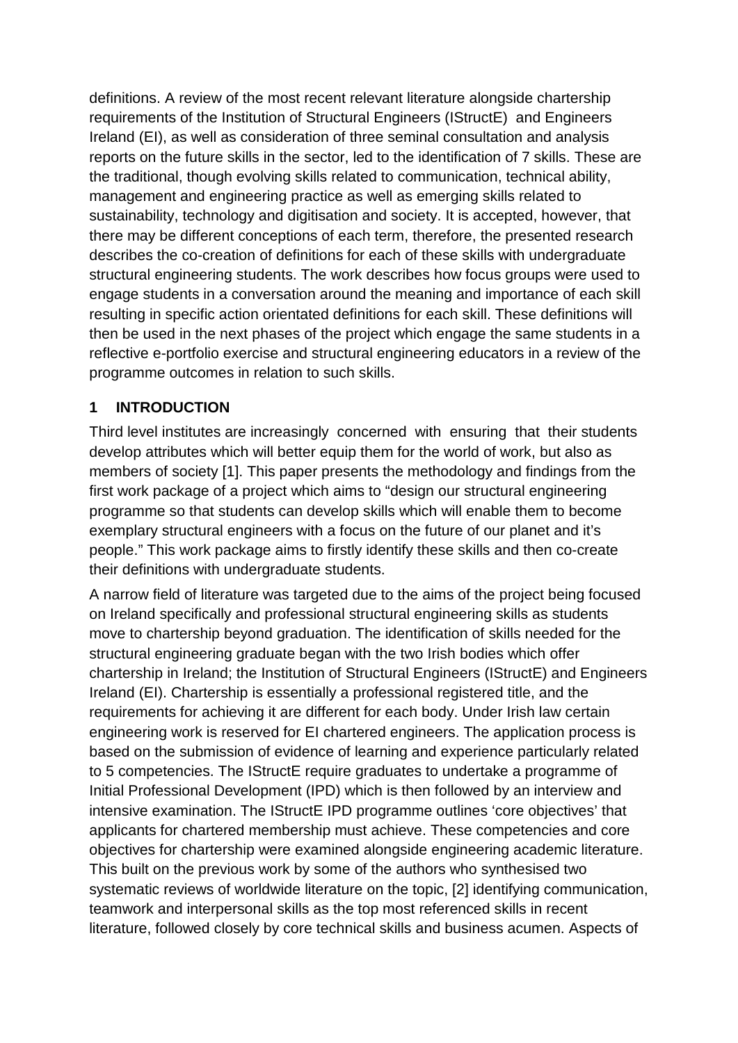definitions. A review of the most recent relevant literature alongside chartership requirements of the Institution of Structural Engineers (IStructE) and Engineers Ireland (EI), as well as consideration of three seminal consultation and analysis reports on the future skills in the sector, led to the identification of 7 skills. These are the traditional, though evolving skills related to communication, technical ability, management and engineering practice as well as emerging skills related to sustainability, technology and digitisation and society. It is accepted, however, that there may be different conceptions of each term, therefore, the presented research describes the co-creation of definitions for each of these skills with undergraduate structural engineering students. The work describes how focus groups were used to engage students in a conversation around the meaning and importance of each skill resulting in specific action orientated definitions for each skill. These definitions will then be used in the next phases of the project which engage the same students in a reflective e-portfolio exercise and structural engineering educators in a review of the programme outcomes in relation to such skills.

## 1 INTRODUCTION

Third level institutes are increasingly concerned with ensuring that their students develop attributes which will better equip them for the world of work, but also as members of society [1]. This paper presents the methodology and findings from the first work package of a project which aims to "design our structural engineering programme so that students can develop skills which will enable them to become exemplary structural engineers with a focus on the future of our planet and it's people." This work package aims to firstly identify these skills and then co-create their definitions with undergraduate students.

A narrow field of literature was targeted due to the aims of the project being focused on Ireland specifically and professional structural engineering skills as students move to chartership beyond graduation. The identification of skills needed for the structural engineering graduate began with the two Irish bodies which offer chartership in Ireland; the Institution of Structural Engineers (IStructE) and Engineers Ireland (EI). Chartership is essentially a professional registered title, and the requirements for achieving it are different for each body. Under Irish law certain engineering work is reserved for EI chartered engineers. The application process is based on the submission of evidence of learning and experience particularly related to 5 competencies. The IStructE require graduates to undertake a programme of Initial Professional Development (IPD) which is then followed by an interview and intensive examination. The IStructE IPD programme outlines 'core objectives' that applicants for chartered membership must achieve. These competencies and core objectives for chartership were examined alongside engineering academic literature. This built on the previous work by some of the authors who synthesised two systematic reviews of worldwide literature on the topic, [2] identifying communication, teamwork and interpersonal skills as the top most referenced skills in recent literature, followed closely by core technical skills and business acumen. Aspects of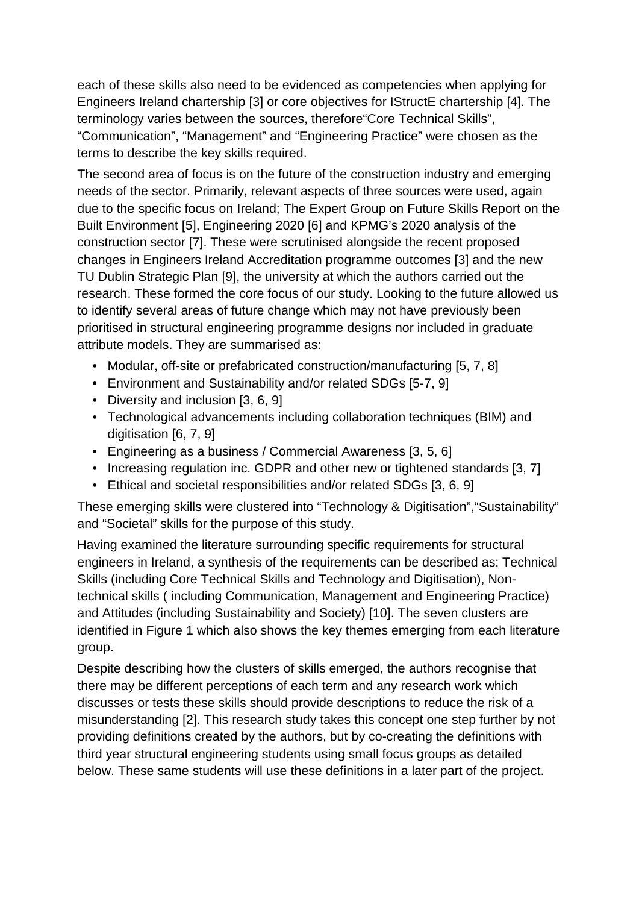each of these skills also need to be evidenced as competencies when applying for Engineers Ireland chartership [3] or core objectives for IStructE chartership [4]. The terminology varies between the sources, therefore"Core Technical Skills", "Communication", "Management" and "Engineering Practice" were chosen as the terms to describe the key skills required.

The second area of focus is on the future of the construction industry and emerging needs of the sector. Primarily, relevant aspects of three sources were used, again due to the specific focus on Ireland; The Expert Group on Future Skills Report on the Built Environment [5], Engineering 2020 [6] and KPMG's 2020 analysis of the construction sector [7]. These were scrutinised alongside the recent proposed changes in Engineers Ireland Accreditation programme outcomes [3] and the new TU Dublin Strategic Plan [9], the university at which the authors carried out the research. These formed the core focus of our study. Looking to the future allowed us to identify several areas of future change which may not have previously been prioritised in structural engineering programme designs nor included in graduate attribute models. They are summarised as:

- Modular, off-site or prefabricated construction/manufacturing [5, 7, 8]
- Environment and Sustainability and/or related SDGs [5-7, 9]
- Diversity and inclusion [3, 6, 9]
- Technological advancements including collaboration techniques (BIM) and digitisation [6, 7, 9]
- Engineering as a business / Commercial Awareness [3, 5, 6]
- Increasing regulation inc. GDPR and other new or tightened standards [3, 7]
- Ethical and societal responsibilities and/or related SDGs [3, 6, 9]

These emerging skills were clustered into "Technology & Digitisation","Sustainability" and "Societal" skills for the purpose of this study.

Having examined the literature surrounding specific requirements for structural engineers in Ireland, a synthesis of the requirements can be described as: Technical Skills (including Core Technical Skills and Technology and Digitisation), Non-technical skills ( including Communication, Management and Engineering Practice) and Attitudes (including Sustainability and Society) [10]. The seven clusters are identified in Figure 1 which also shows the key themes emerging from each literature group.

Despite describing how the clusters of skills emerged, the authors recognise that there may be different perceptions of each term and any research work which discusses or tests these skills should provide descriptions to reduce the risk of a misunderstanding [2]. This research study takes this concept one step further by not providing definitions created by the authors, but by co-creating the definitions with third year structural engineering students using small focus groups as detailed below. These same students will use these definitions in a later part of the project.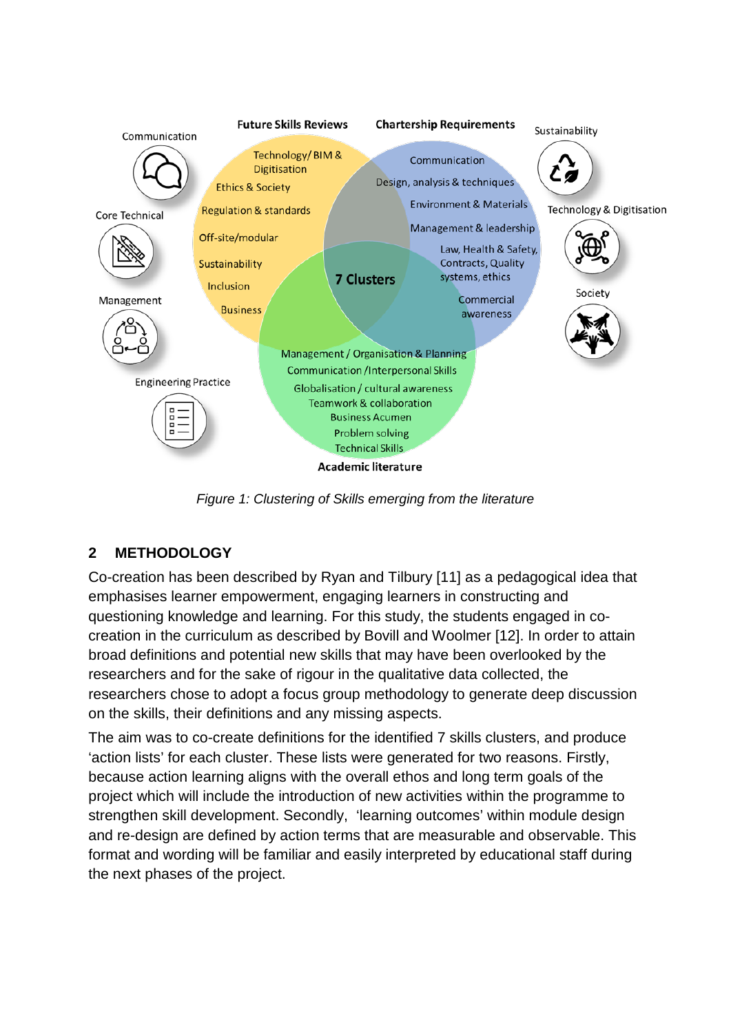Future Skills Reviews

Chartership Requirements

Communication

Sustainability

Technology/ BIM & Digitisation

Ethics & Society

Regulation & standards

Off-site/modular

Sustainability

Inclusion

Business

Communication

Design, analysis & techniques

Environment & Materials

Management & leadership

Law, Health & Safety, Contracts, Quality systems, ethics

Commercial awareness

7 Clusters

Core Technical

Technology & Digitisation

Management

Society

Engineering Practice

Management / Organisation & Planning

Communication /Interpersonal Skills

Globalisation / cultural awareness

Teamwork & collaboration

Business Acumen

Problem solving

Technical Skills

Academic literature

*Figure 1: Clustering of Skills emerging from the literature*

## 2 METHODOLOGY

Co-creation has been described by Ryan and Tilbury [11] as a pedagogical idea that emphasises learner empowerment, engaging learners in constructing and questioning knowledge and learning. For this study, the students engaged in co-creation in the curriculum as described by Bovill and Woolmer [12]. In order to attain broad definitions and potential new skills that may have been overlooked by the researchers and for the sake of rigour in the qualitative data collected, the researchers chose to adopt a focus group methodology to generate deep discussion on the skills, their definitions and any missing aspects.

The aim was to co-create definitions for the identified 7 skills clusters, and produce 'action lists' for each cluster. These lists were generated for two reasons. Firstly, because action learning aligns with the overall ethos and long term goals of the project which will include the introduction of new activities within the programme to strengthen skill development. Secondly, 'learning outcomes' within module design and re-design are defined by action terms that are measurable and observable. This format and wording will be familiar and easily interpreted by educational staff during the next phases of the project.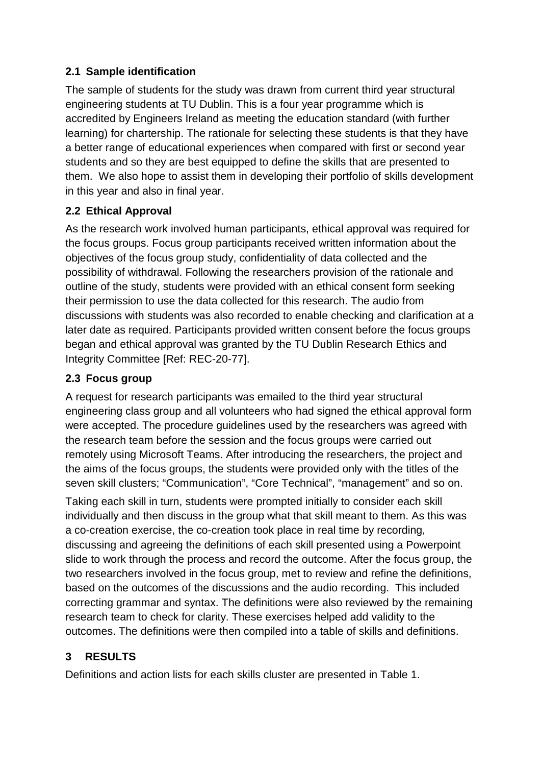## 2.1 Sample identification

The sample of students for the study was drawn from current third year structural engineering students at TU Dublin. This is a four year programme which is accredited by Engineers Ireland as meeting the education standard (with further learning) for chartership. The rationale for selecting these students is that they have a better range of educational experiences when compared with first or second year students and so they are best equipped to define the skills that are presented to them. We also hope to assist them in developing their portfolio of skills development in this year and also in final year.

## 2.2 Ethical Approval

As the research work involved human participants, ethical approval was required for the focus groups. Focus group participants received written information about the objectives of the focus group study, confidentiality of data collected and the possibility of withdrawal. Following the researchers provision of the rationale and outline of the study, students were provided with an ethical consent form seeking their permission to use the data collected for this research. The audio from discussions with students was also recorded to enable checking and clarification at a later date as required. Participants provided written consent before the focus groups began and ethical approval was granted by the TU Dublin Research Ethics and Integrity Committee [Ref: REC-20-77].

## 2.3 Focus group

A request for research participants was emailed to the third year structural engineering class group and all volunteers who had signed the ethical approval form were accepted. The procedure guidelines used by the researchers was agreed with the research team before the session and the focus groups were carried out remotely using Microsoft Teams. After introducing the researchers, the project and the aims of the focus groups, the students were provided only with the titles of the seven skill clusters; "Communication", "Core Technical", "management" and so on.

Taking each skill in turn, students were prompted initially to consider each skill individually and then discuss in the group what that skill meant to them. As this was a co-creation exercise, the co-creation took place in real time by recording, discussing and agreeing the definitions of each skill presented using a Powerpoint slide to work through the process and record the outcome. After the focus group, the two researchers involved in the focus group, met to review and refine the definitions, based on the outcomes of the discussions and the audio recording. This included correcting grammar and syntax. The definitions were also reviewed by the remaining research team to check for clarity. These exercises helped add validity to the outcomes. The definitions were then compiled into a table of skills and definitions.

# 3 RESULTS

Definitions and action lists for each skills cluster are presented in Table 1.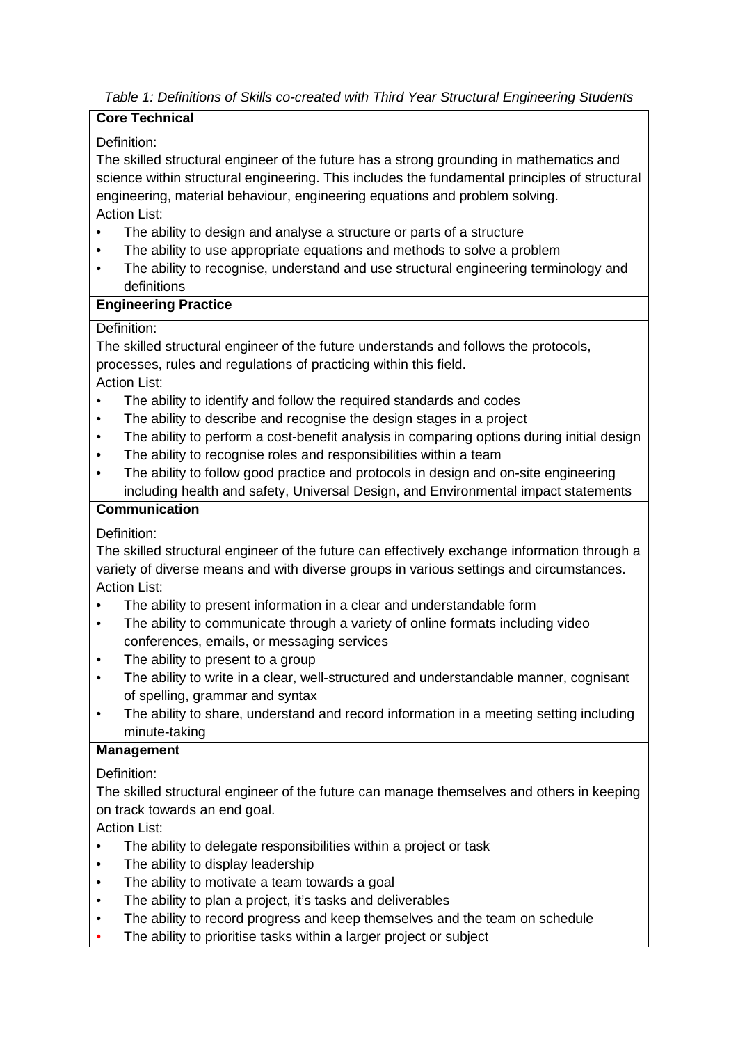*Table 1: Definitions of Skills co-created with Third Year Structural Engineering Students*

**Core Technical**

Definition:
The skilled structural engineer of the future has a strong grounding in mathematics and science within structural engineering. This includes the fundamental principles of structural engineering, material behaviour, engineering equations and problem solving.
Action List:

- The ability to design and analyse a structure or parts of a structure
- The ability to use appropriate equations and methods to solve a problem
- The ability to recognise, understand and use structural engineering terminology and definitions

**Engineering Practice**

Definition:
The skilled structural engineer of the future understands and follows the protocols, processes, rules and regulations of practicing within this field.
Action List:

- The ability to identify and follow the required standards and codes
- The ability to describe and recognise the design stages in a project
- The ability to perform a cost-benefit analysis in comparing options during initial design
- The ability to recognise roles and responsibilities within a team
- The ability to follow good practice and protocols in design and on-site engineering including health and safety, Universal Design, and Environmental impact statements

**Communication**

Definition:
The skilled structural engineer of the future can effectively exchange information through a variety of diverse means and with diverse groups in various settings and circumstances.
Action List:

- The ability to present information in a clear and understandable form
- The ability to communicate through a variety of online formats including video conferences, emails, or messaging services
- The ability to present to a group
- The ability to write in a clear, well-structured and understandable manner, cognisant of spelling, grammar and syntax
- The ability to share, understand and record information in a meeting setting including minute-taking

**Management**

Definition:
The skilled structural engineer of the future can manage themselves and others in keeping on track towards an end goal.
Action List:

- The ability to delegate responsibilities within a project or task
- The ability to display leadership
- The ability to motivate a team towards a goal
- The ability to plan a project, it's tasks and deliverables
- The ability to record progress and keep themselves and the team on schedule
- The ability to prioritise tasks within a larger project or subject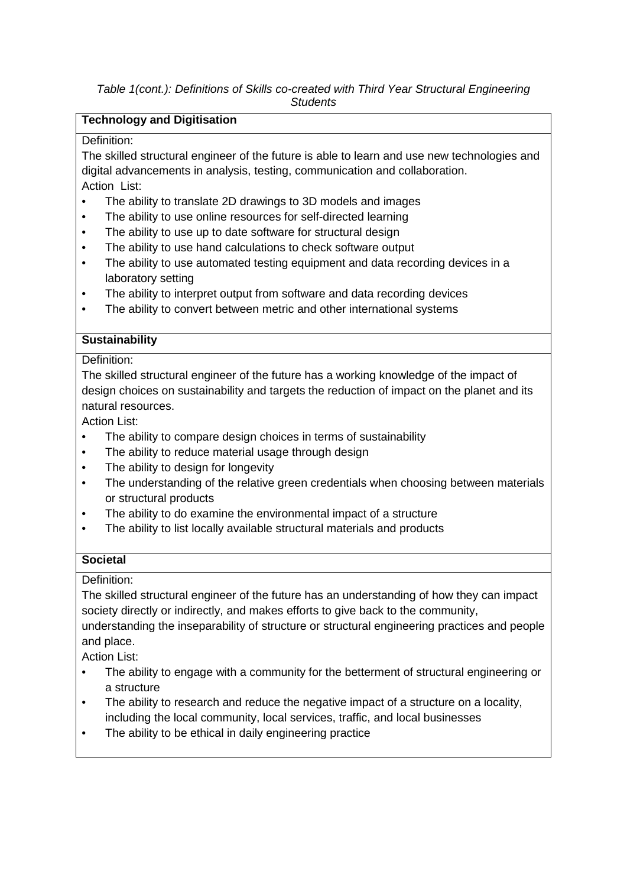*Table 1(cont.): Definitions of Skills co-created with Third Year Structural Engineering Students*

**Technology and Digitisation**

Definition:
The skilled structural engineer of the future is able to learn and use new technologies and digital advancements in analysis, testing, communication and collaboration.
Action List:

- The ability to translate 2D drawings to 3D models and images
- The ability to use online resources for self-directed learning
- The ability to use up to date software for structural design
- The ability to use hand calculations to check software output
- The ability to use automated testing equipment and data recording devices in a laboratory setting
- The ability to interpret output from software and data recording devices
- The ability to convert between metric and other international systems

**Sustainability**

Definition:
The skilled structural engineer of the future has a working knowledge of the impact of design choices on sustainability and targets the reduction of impact on the planet and its natural resources.
Action List:

- The ability to compare design choices in terms of sustainability
- The ability to reduce material usage through design
- The ability to design for longevity
- The understanding of the relative green credentials when choosing between materials or structural products
- The ability to do examine the environmental impact of a structure
- The ability to list locally available structural materials and products

**Societal**

Definition:
The skilled structural engineer of the future has an understanding of how they can impact society directly or indirectly, and makes efforts to give back to the community, understanding the inseparability of structure or structural engineering practices and people and place.
Action List:

- The ability to engage with a community for the betterment of structural engineering or a structure
- The ability to research and reduce the negative impact of a structure on a locality, including the local community, local services, traffic, and local businesses
- The ability to be ethical in daily engineering practice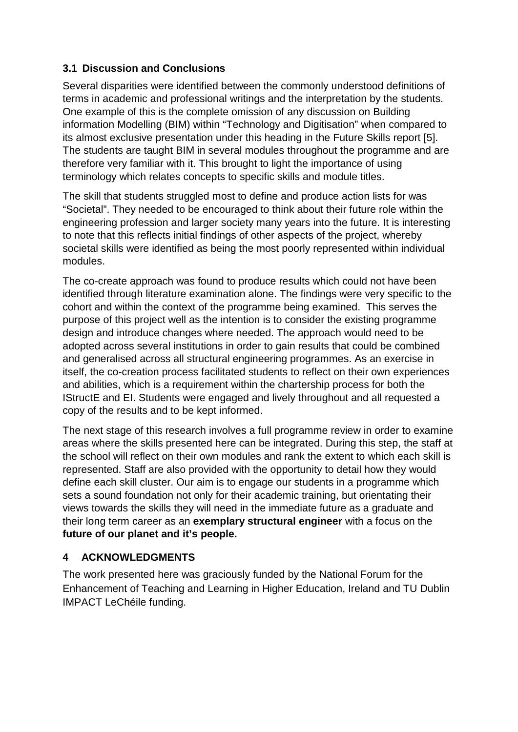### 3.1 Discussion and Conclusions

Several disparities were identified between the commonly understood definitions of terms in academic and professional writings and the interpretation by the students. One example of this is the complete omission of any discussion on Building information Modelling (BIM) within “Technology and Digitisation” when compared to its almost exclusive presentation under this heading in the Future Skills report [5]. The students are taught BIM in several modules throughout the programme and are therefore very familiar with it. This brought to light the importance of using terminology which relates concepts to specific skills and module titles.

The skill that students struggled most to define and produce action lists for was “Societal”. They needed to be encouraged to think about their future role within the engineering profession and larger society many years into the future. It is interesting to note that this reflects initial findings of other aspects of the project, whereby societal skills were identified as being the most poorly represented within individual modules.

The co-create approach was found to produce results which could not have been identified through literature examination alone. The findings were very specific to the cohort and within the context of the programme being examined. This serves the purpose of this project well as the intention is to consider the existing programme design and introduce changes where needed. The approach would need to be adopted across several institutions in order to gain results that could be combined and generalised across all structural engineering programmes. As an exercise in itself, the co-creation process facilitated students to reflect on their own experiences and abilities, which is a requirement within the chartership process for both the IStructE and EI. Students were engaged and lively throughout and all requested a copy of the results and to be kept informed.

The next stage of this research involves a full programme review in order to examine areas where the skills presented here can be integrated. During this step, the staff at the school will reflect on their own modules and rank the extent to which each skill is represented. Staff are also provided with the opportunity to detail how they would define each skill cluster. Our aim is to engage our students in a programme which sets a sound foundation not only for their academic training, but orientating their views towards the skills they will need in the immediate future as a graduate and their long term career as an **exemplary structural engineer** with a focus on the **future of our planet and it’s people.**

## 4 ACKNOWLEDGMENTS

The work presented here was graciously funded by the National Forum for the Enhancement of Teaching and Learning in Higher Education, Ireland and TU Dublin IMPACT LeChéile funding.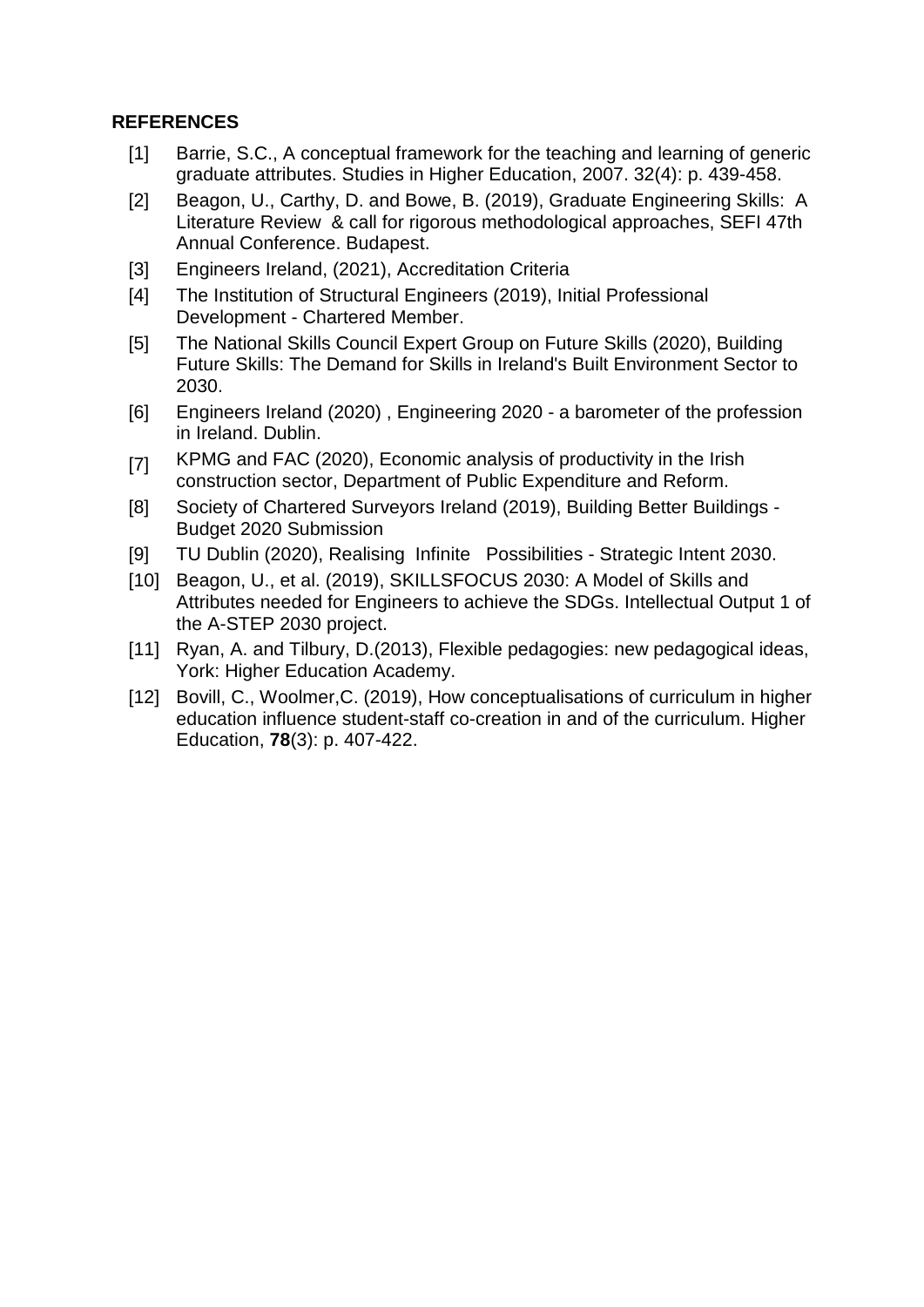## REFERENCES

[1] Barrie, S.C., A conceptual framework for the teaching and learning of generic graduate attributes. Studies in Higher Education, 2007. 32(4): p. 439-458.

[2] Beagon, U., Carthy, D. and Bowe, B. (2019), Graduate Engineering Skills: A Literature Review & call for rigorous methodological approaches, SEFI 47th Annual Conference. Budapest.

[3] Engineers Ireland, (2021), Accreditation Criteria

[4] The Institution of Structural Engineers (2019), Initial Professional Development - Chartered Member.

[5] The National Skills Council Expert Group on Future Skills (2020), Building Future Skills: The Demand for Skills in Ireland's Built Environment Sector to 2030.

[6] Engineers Ireland (2020) , Engineering 2020 - a barometer of the profession in Ireland. Dublin.

[7] KPMG and FAC (2020), Economic analysis of productivity in the Irish construction sector, Department of Public Expenditure and Reform.

[8] Society of Chartered Surveyors Ireland (2019), Building Better Buildings - Budget 2020 Submission

[9] TU Dublin (2020), Realising Infinite Possibilities - Strategic Intent 2030.

[10] Beagon, U., et al. (2019), SKILLSFOCUS 2030: A Model of Skills and Attributes needed for Engineers to achieve the SDGs. Intellectual Output 1 of the A-STEP 2030 project.

[11] Ryan, A. and Tilbury, D.(2013), Flexible pedagogies: new pedagogical ideas, York: Higher Education Academy.

[12] Bovill, C., Woolmer,C. (2019), How conceptualisations of curriculum in higher education influence student-staff co-creation in and of the curriculum. Higher Education, **78**(3): p. 407-422.